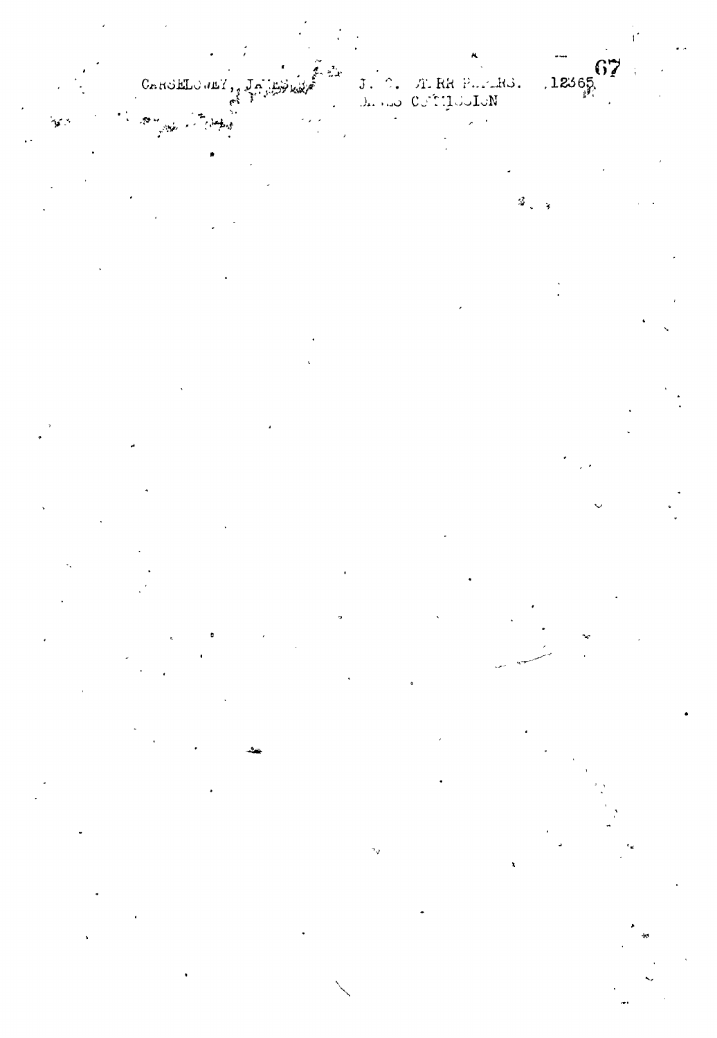CARSELOWEY, JAMES R.  J. C. STARR PAPERS.  12365
DAWES COMMISSION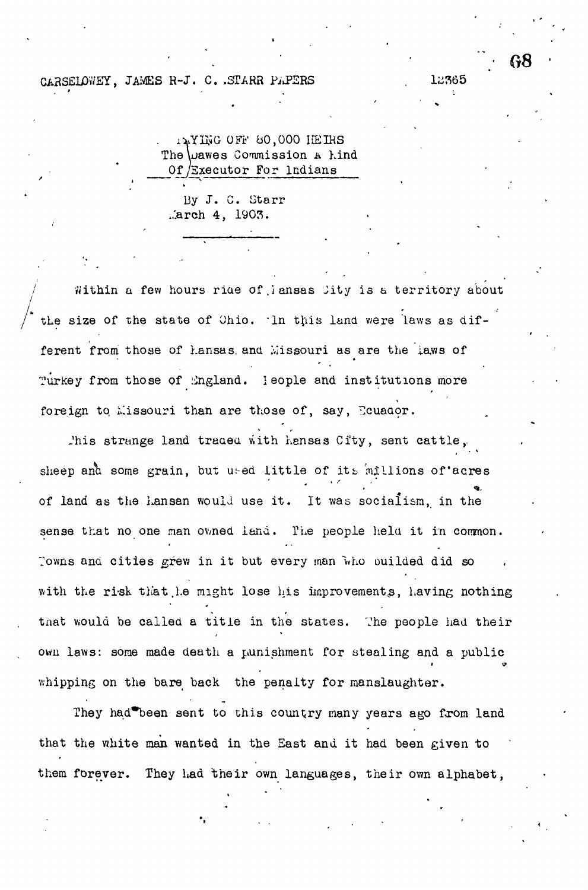PAYING OFF 80,000 HEIRS
The Dawes Commission A Kind
Of Executor For Indians

By J. C. Starr
March 4, 1903.

---

Within a few hours ride of Kansas City is a territory about the size of the state of Ohio. In this land were laws as different from those of Kansas and Missouri as are the laws of Turkey from those of England. People and institutions more foreign to Missouri than are those of, say, Ecuador.

This strange land traded with Kansas City, sent cattle, sheep and some grain, but used little of its millions of acres of land as the Kansan would use it. It was socialism, in the sense that no one man owned land. The people held it in common. Towns and cities grew in it but every man who builded did so with the risk that he might lose his improvements, having nothing that would be called a title in the states. The people had their own laws: some made death a punishment for stealing and a public whipping on the bare back the penalty for manslaughter.

They had been sent to this country many years ago from land that the white man wanted in the East and it had been given to them forever. They had their own languages, their own alphabet,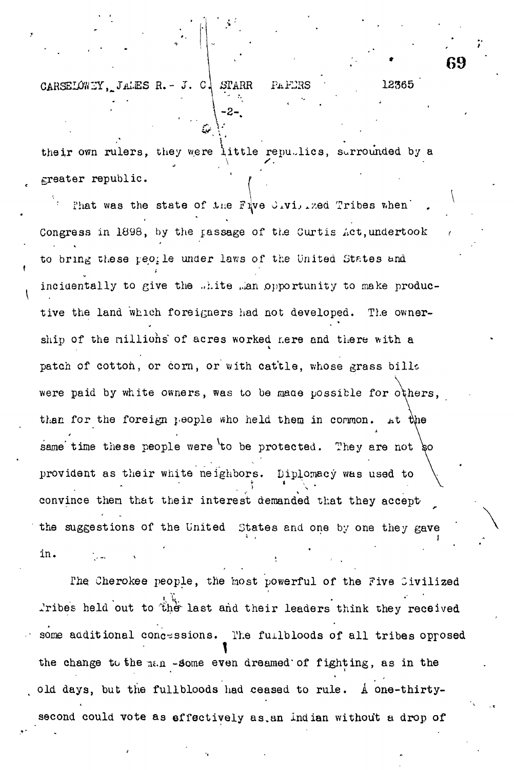their own rulers, they were little republics, surrounded by a greater republic.

That was the state of the Five Civilized Tribes when Congress in 1898, by the passage of the Curtis Act, undertook to bring these people under laws of the United States and incidentally to give the White Man opportunity to make productive the land which foreigners had not developed. The ownership of the millions of acres worked here and there with a patch of cotton, or corn, or with cattle, whose grass bills were paid by white owners, was to be made possible for others, than for the foreign people who held them in common. At the same time these people were to be protected. They are not so provident as their white neighbors. Diplomacy was used to convince them that their interest demanded that they accept the suggestions of the United States and one by one they gave in.

The Cherokee people, the most powerful of the Five Civilized Tribes held out to the last and their leaders think they received some additional concessions. The fullbloods of all tribes opposed the change to the man -some even dreamed of fighting, as in the old days, but the fullbloods had ceased to rule. A one-thirty-second could vote as effectively as an Indian without a drop of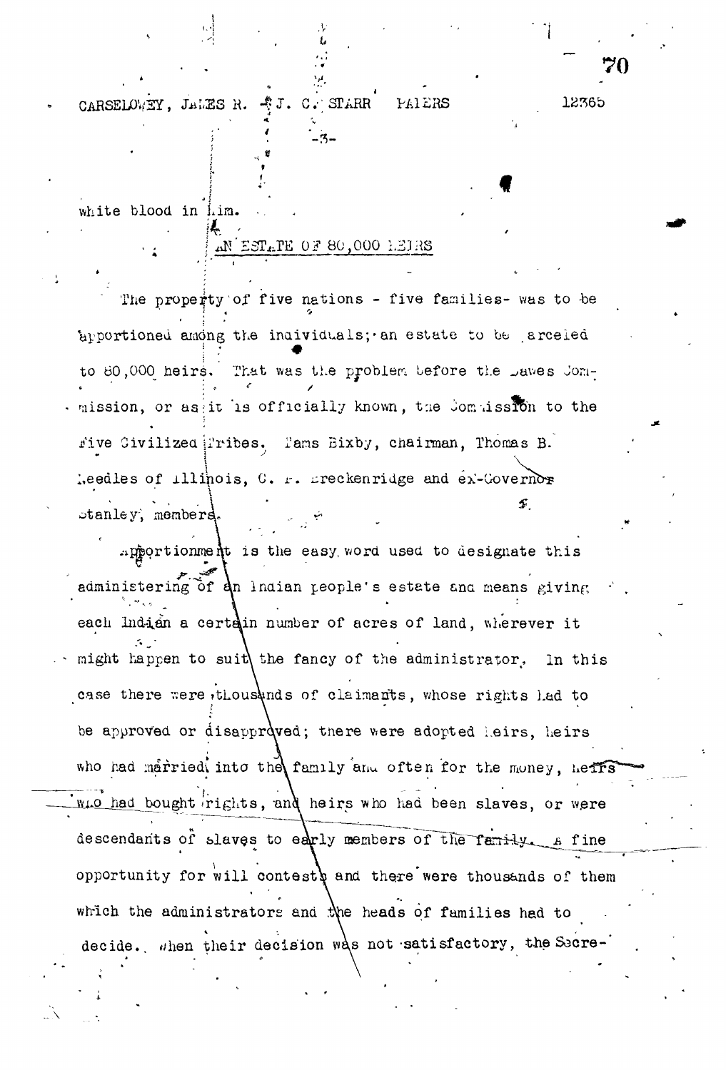white blood in him.

## AN ESTATE OF 80,000 HEIRS

The property of five nations - five families- was to be apportioned among the individuals; an estate to be parceled to 80,000 heirs. That was the problem before the Dawes Commission, or as it is officially known, the Commission to the Five Civilized Tribes. Tams Bixby, chairman, Thomas B. Needles of Illinois, C. R. Breckenridge and ex-Governor Stanley, members.

Apportionment is the easy word used to designate this administering of an Indian people's estate and means giving each Indian a certain number of acres of land, wherever it might happen to suit the fancy of the administrator. In this case there were thousands of claimants, whose rights had to be approved or disapproved; there were adopted heirs, heirs who had married into the family and often for the money, heirs who had bought rights, and heirs who had been slaves, or were descendants of slaves to early members of the family. A fine opportunity for will contests and there were thousands of them which the administrators and the heads of families had to decide. When their decision was not satisfactory, the Secre-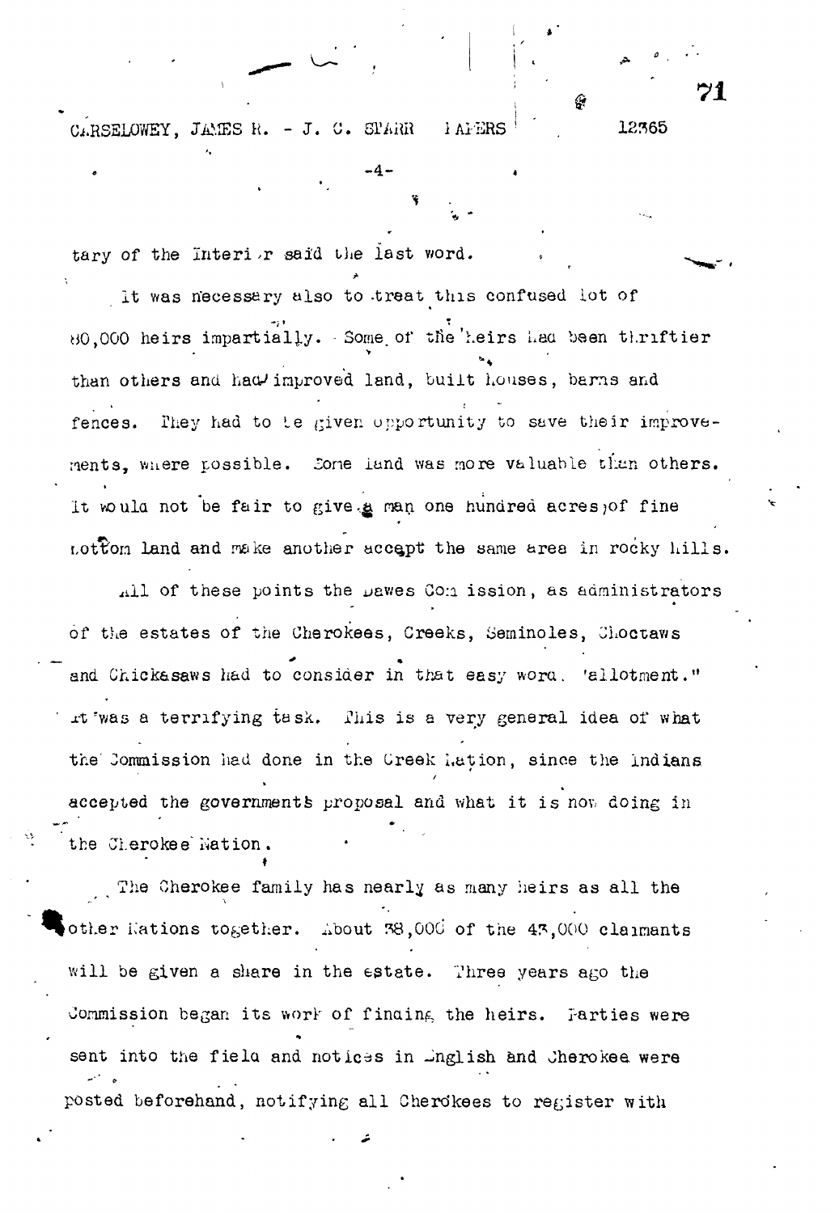tary of the Interior said the last word.

It was necessary also to treat this confused lot of 80,000 heirs impartially. Some of the heirs had been thriftier than others and had improved land, built houses, barns and fences. They had to be given opportunity to save their improvements, where possible. Some land was more valuable than others. It would not be fair to give a man one hundred acres of fine cotton land and make another accept the same area in rocky hills.

All of these points the Dawes Commission, as administrators of the estates of the Cherokees, Creeks, Seminoles, Choctaws and Chickasaws had to consider in that easy word, "allotment." It was a terrifying task. This is a very general idea of what the Commission had done in the Creek Nation, since the Indians accepted the governments proposal and what it is now doing in the Cherokee Nation.

The Cherokee family has nearly as many heirs as all the other Nations together. About 38,000 of the 43,000 claimants will be given a share in the estate. Three years ago the Commission began its work of finding the heirs. Parties were sent into the field and notices in English and Cherokee were posted beforehand, notifying all Cherokees to register with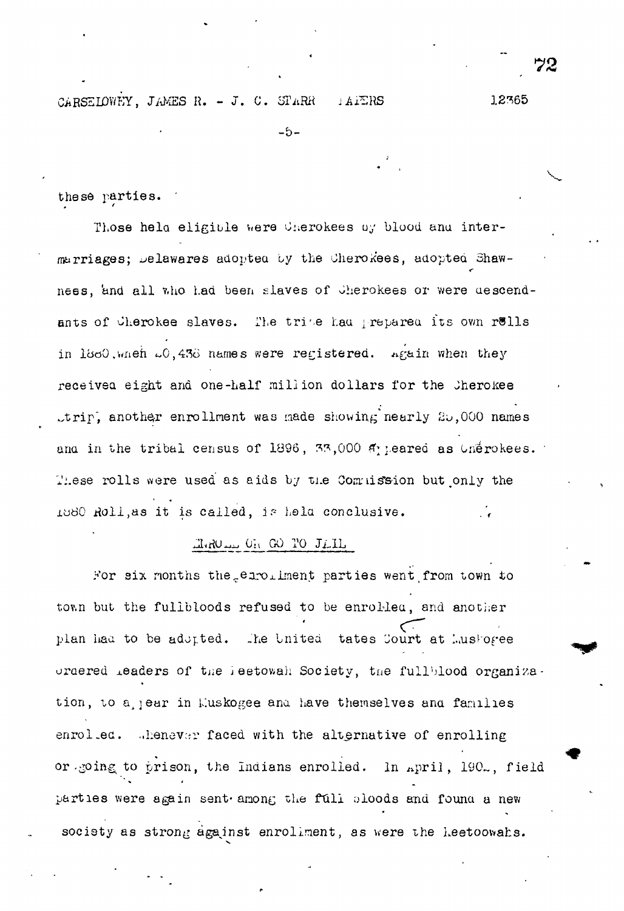these parties.

Those held eligible were Cherokees by blood and intermarriages; Delawares adopted by the Cherokees, adopted Shawnees, and all who had been slaves of Cherokees or were descendants of Cherokee slaves. The tribe had prepared its own rolls in 1880, when 20,438 names were registered. Again when they received eight and one-half million dollars for the Cherokee Strip, another enrollment was made showing nearly 26,000 names and in the tribal census of 1896, 33,000 appeared as Cherokees. These rolls were used as aids by the Commission but only the 1880 Roll, as it is called, is held conclusive.

ENROLL OR GO TO JAIL

For six months the enrollment parties went from town to town but the fullbloods refused to be enrolled, and another plan had to be adopted. The United States Court at Muskogee ordered leaders of the Keetowah Society, the fullblood organization, to appear in Muskogee and have themselves and families enrolled. Whenever faced with the alternative of enrolling or going to prison, the Indians enrolled. In April, 190_, field parties were again sent among the full bloods and found a new society as strong against enrollment, as were the Keetoowahs.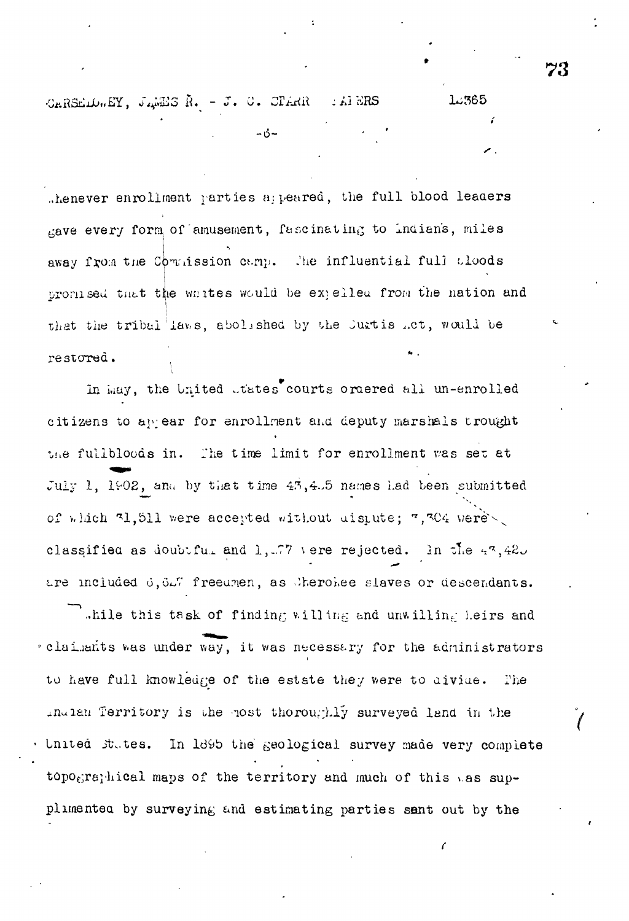Whenever enrollment parties appeared, the full blood leaders gave every form of amusement, fascinating to Indians, miles away from the Commission camp. The influential full bloods promised that the whites would be expelled from the nation and that the tribal laws, abolished by the Curtis Act, would be restored.

In May, the United States courts ordered all un-enrolled citizens to appear for enrollment and deputy marshals brought the fullbloods in. The time limit for enrollment was set at July 1, 1902, and by that time 43,4_5 names had been submitted of which 31,511 were accepted without dispute; 7,304 were classified as doubtful and 1,_77 were rejected. In the 43,42_ are included 5,8_7 freedmen, as Cherokee slaves or descendants.

While this task of finding willing and unwilling heirs and claimants was under way, it was necessary for the administrators to have full knowledge of the estate they were to divide. The Indian Territory is the most thoroughly surveyed land in the United States. In 1895 the geological survey made very complete topographical maps of the territory and much of this was supplimented by surveying and estimating parties sent out by the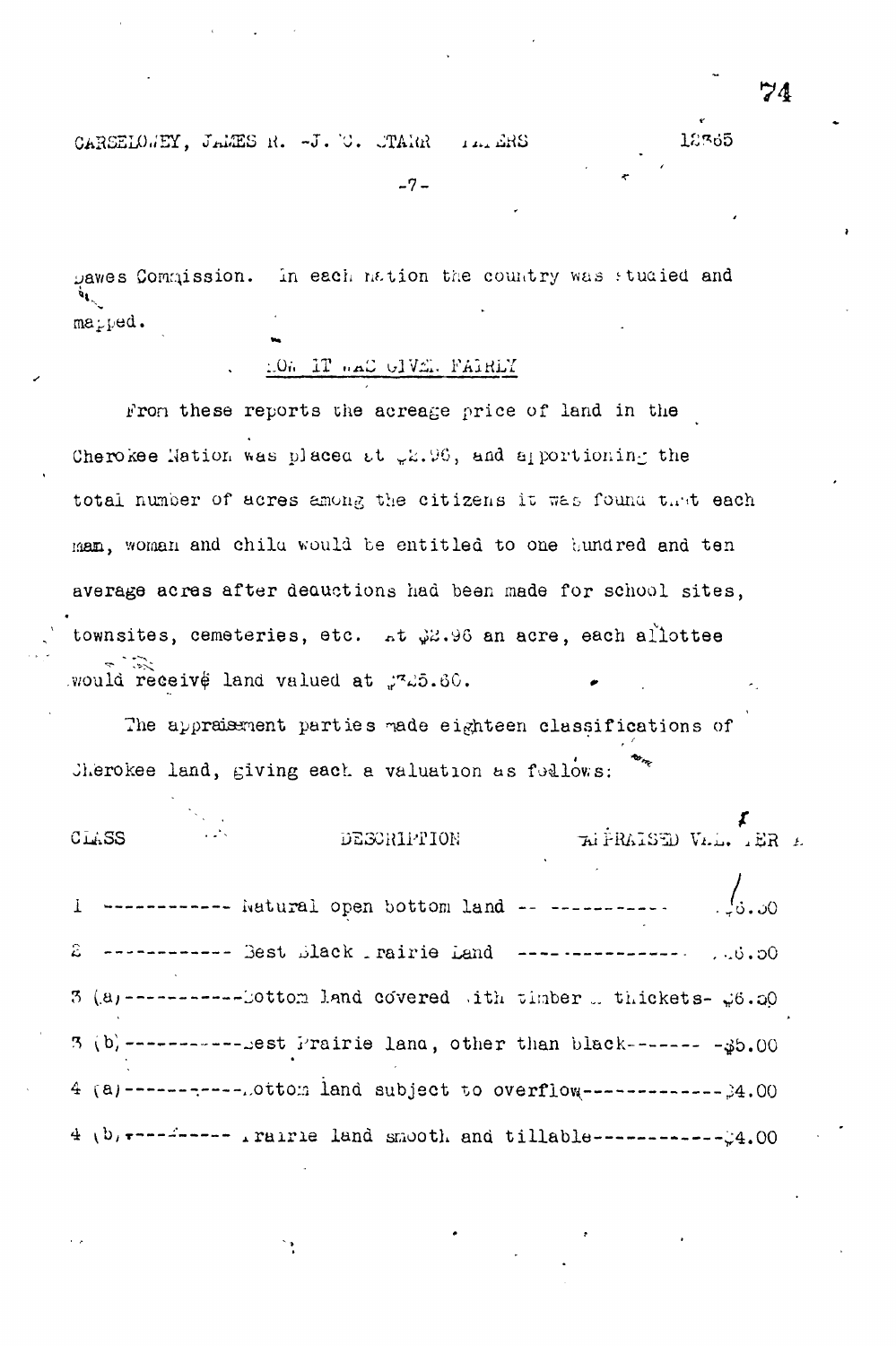Dawes Commission. In each nation the country was studied and mapped.

## HOW IT WAS GIVEN FAIRLY

From these reports the acreage price of land in the Cherokee Nation was placed at $2.96, and apportioning the total number of acres among the citizens it was found that each man, woman and child would be entitled to one hundred and ten average acres after deductions had been made for school sites, townsites, cemeteries, etc. At $2.96 an acre, each allottee would receive land valued at $325.60.

The appraisement parties made eighteen classifications of Cherokee land, giving each a valuation as follows:

| CLASS | DESCRIPTION | APPRAISED VAL. PER A. |
|---|---|---|
| 1 | Natural open bottom land | $6.50 |
| 2 | Best Black Prairie Land | $6.50 |
| 3 (a) | Bottom land covered with timber & thickets | $6.50 |
| 3 (b) | Best Prairie land, other than black | $5.00 |
| 4 (a) | Bottom land subject to overflow | $4.00 |
| 4 (b) | Prairie land smooth and tillable | $4.00 |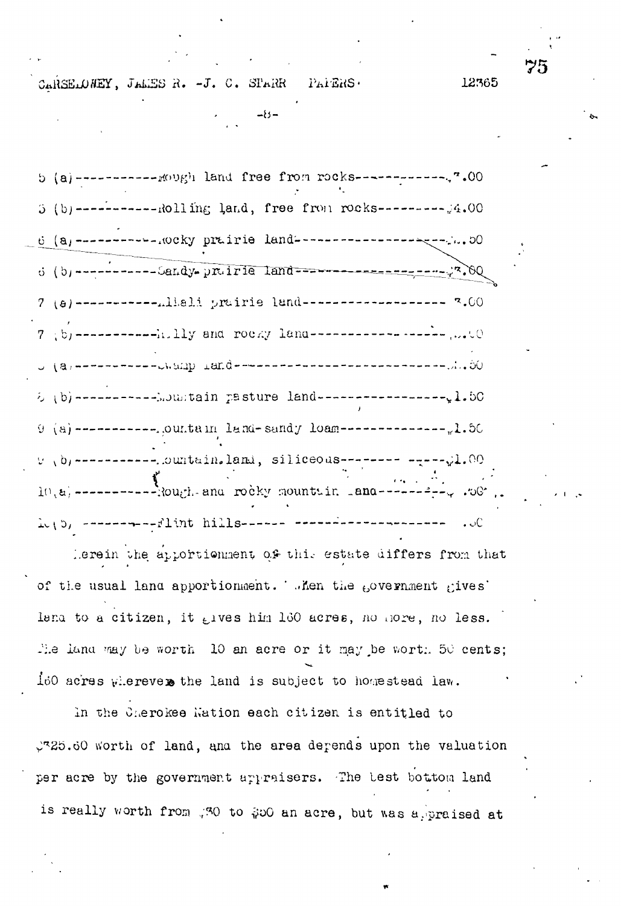5 (a)------------Rough land free from rocks------------$7.00

5 (b)------------Rolling land, free from rocks---------$4.00

6 (a)------------Rocky prairie land--------------------$..50

6 (b)------------Sandy prairie land--------------------$3.00

7 (a)------------Alkali prairie land------------------- 3.00

7 (b)------------Hilly and rocky land------------------$..00

8 (a)------------Swamp land----------------------------$..50

8 (b)------------Mountain pasture land-----------------$1.50

9 (a)------------Mountain land-sandy loam---------------$1.50

9 (b)------------Mountain land, siliceous---------------$1.00

10 (a)-----------Rough and rocky mountain land----------$ .50

10 (b) -----------Flint hills------ -------------------- .50

Herein the apportionment of this estate differs from that of the usual land apportionment. When the government gives land to a citizen, it gives him 160 acres, no more, no less. The land may be worth 10 an acre or it may be worth 50 cents; 160 acres wherever the land is subject to homestead law.

In the Cherokee Nation each citizen is entitled to $325.60 worth of land, and the area depends upon the valuation per acre by the government appraisers. The best bottom land is really worth from $30 to $50 an acre, but was appraised at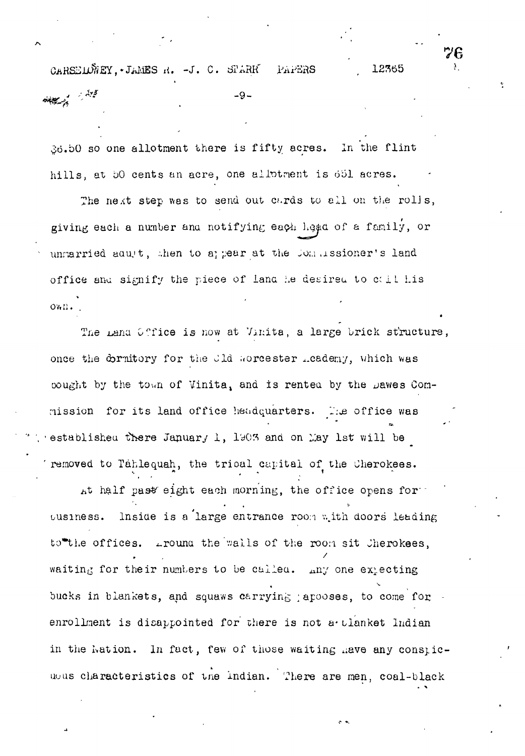$6.50 so one allotment there is fifty acres. In the flint hills, at 50 cents an acre, one allotment is 651 acres.

The next step was to send out cards to all on the rolls, giving each a number and notifying each head of a family, or unmarried adult, when to appear at the Commissioner's land office and signify the piece of land he desired to call his own.

The Land Office is now at Vinita, a large brick structure, once the dormitory for the Old Worcester Academy, which was bought by the town of Vinita, and is rented by the Dawes Commission for its land office headquarters. The office was established there January 1, 1903 and on May 1st will be removed to Tahlequah, the tribal capital of the Cherokees.

At half past eight each morning, the office opens for business. Inside is a large entrance room with doors leading to the offices. Around the walls of the room sit Cherokees, waiting for their numbers to be called. Any one expecting bucks in blankets, and squaws carrying papooses, to come for enrollment is disappointed for there is not a blanket Indian in the Nation. In fact, few of those waiting have any conspicuous characteristics of the Indian. There are men, coal-black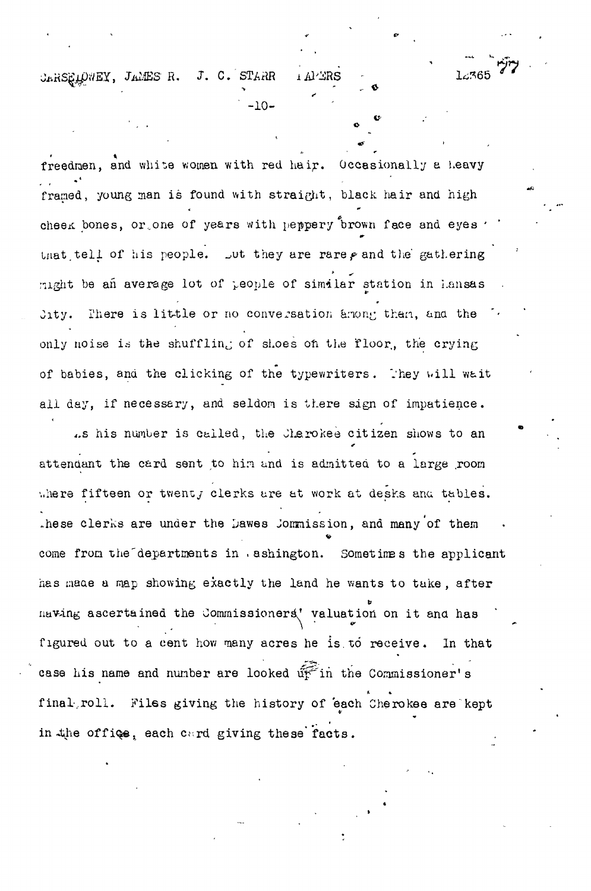freedmen, and white women with red hair. Occasionally a heavy framed, young man is found with straight, black hair and high cheek bones, or one of years with peppery brown face and eyes that tell of his people. But they are rare, and the gathering might be an average lot of people of similar station in Kansas City. There is little or no conversation among them, and the only noise is the shuffling of shoes on the floor, the crying of babies, and the clicking of the typewriters. They will wait all day, if necessary, and seldom is there sign of impatience.

As his number is called, the Cherokee citizen shows to an attendant the card sent to him and is admitted to a large room where fifteen or twenty clerks are at work at desks and tables. These clerks are under the Dawes Commission, and many of them come from the departments in Washington. Sometimes the applicant has made a map showing exactly the land he wants to take, after having ascertained the Commissioners' valuation on it and has figured out to a cent how many acres he is to receive. In that case his name and number are looked up in the Commissioner's final roll. Files giving the history of each Cherokee are kept in the office, each card giving these facts.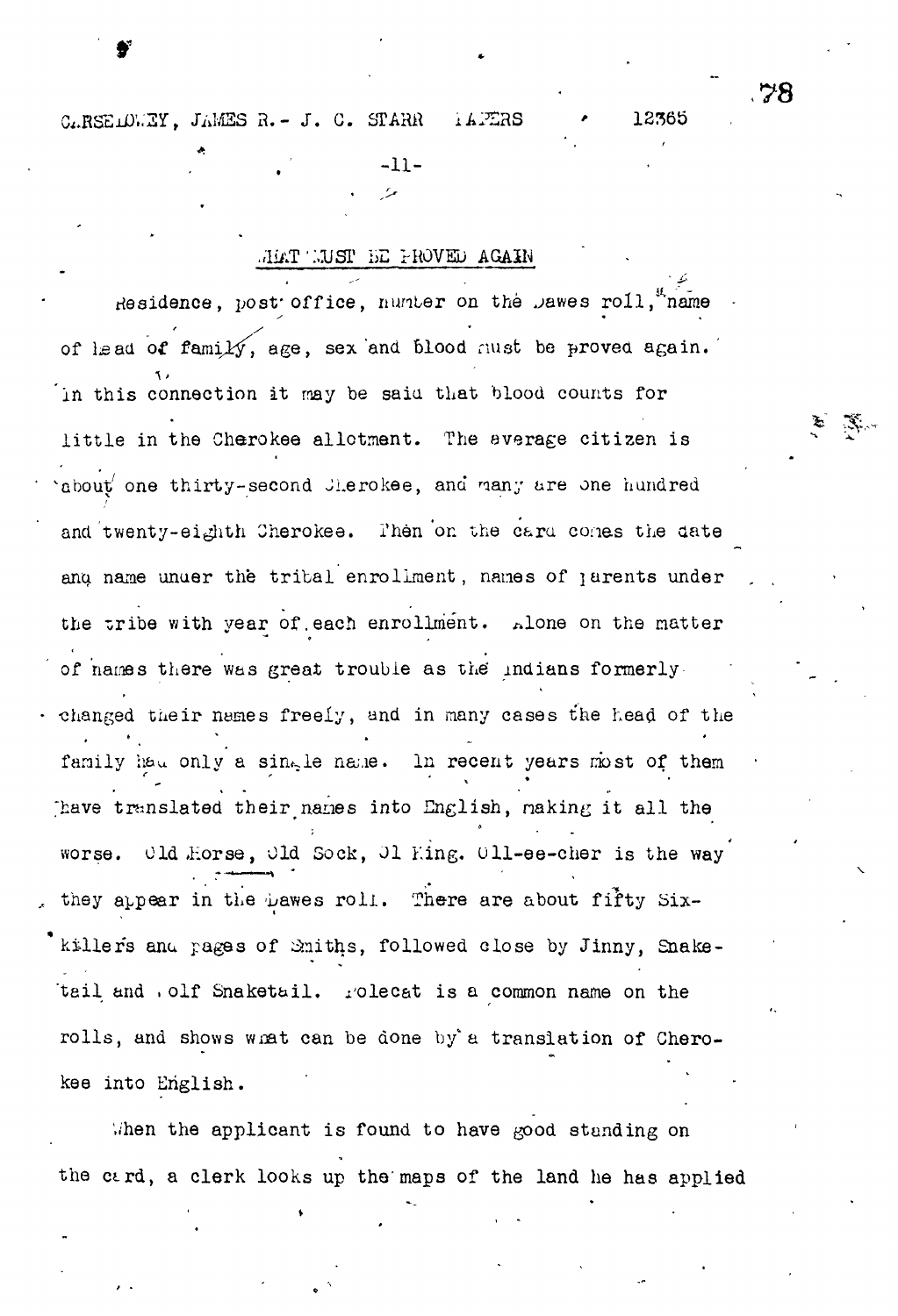## WHAT MUST BE PROVED AGAIN

Residence, post office, number on the Dawes roll, name of head of family, age, sex and blood must be proved again. In this connection it may be said that blood counts for little in the Cherokee allotment. The average citizen is about one thirty-second Cherokee, and many are one hundred and twenty-eighth Cherokee. Then on the card comes the date and name under the tribal enrollment, names of parents under the tribe with year of each enrollment. Alone on the matter of names there was great trouble as the Indians formerly changed their names freely, and in many cases the head of the family had only a single name. In recent years most of them have translated their names into English, making it all the worse. Old Horse, Old Sock, Ol King. Oll-ee-cher is the way they appear in the Dawes roll. There are about fifty Six-killers and pages of Smiths, followed close by Jinny, Snake-tail and Wolf Snaketail. Polecat is a common name on the rolls, and shows what can be done by a translation of Cherokee into English.

When the applicant is found to have good standing on the card, a clerk looks up the maps of the land he has applied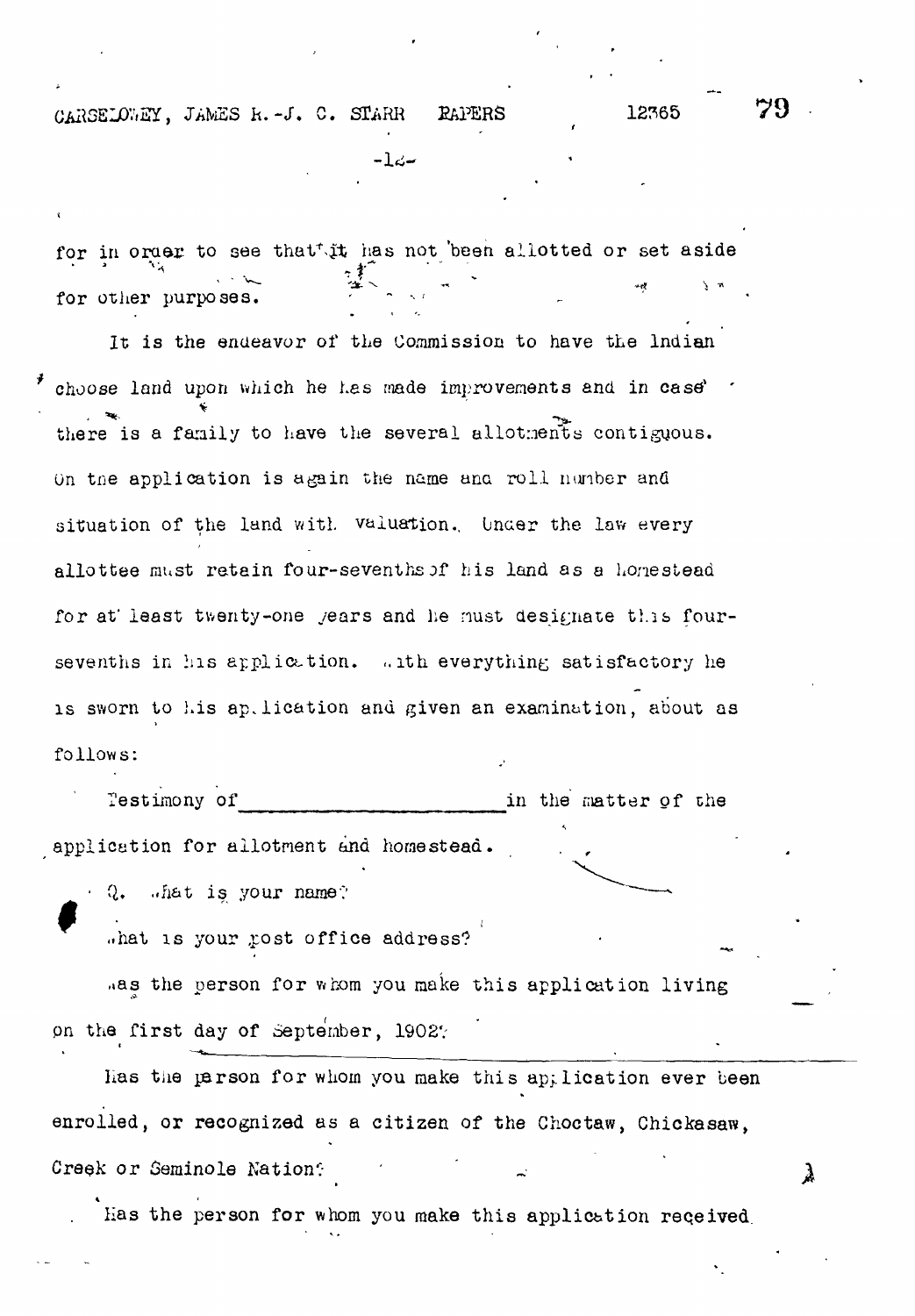for in order to see that it has not been allotted or set aside for other purposes.

It is the endeavor of the Commission to have the Indian choose land upon which he has made improvements and in case there is a family to have the several allotments contiguous. On the application is again the name and roll number and situation of the land with valuation. Under the law every allottee must retain four-sevenths of his land as a homestead for at least twenty-one years and he must designate this four-sevenths in his application. With everything satisfactory he is sworn to his application and given an examination, about as follows:

Testimony of \_\_\_\_\_\_\_\_\_\_\_\_\_\_\_\_\_\_\_\_ in the matter of the application for allotment and homestead.

Q. What is your name?

What is your post office address?

Was the person for whom you make this application living on the first day of September, 1902?

Has the person for whom you make this application ever been enrolled, or recognized as a citizen of the Choctaw, Chickasaw, Creek or Seminole Nation?

Has the person for whom you make this application received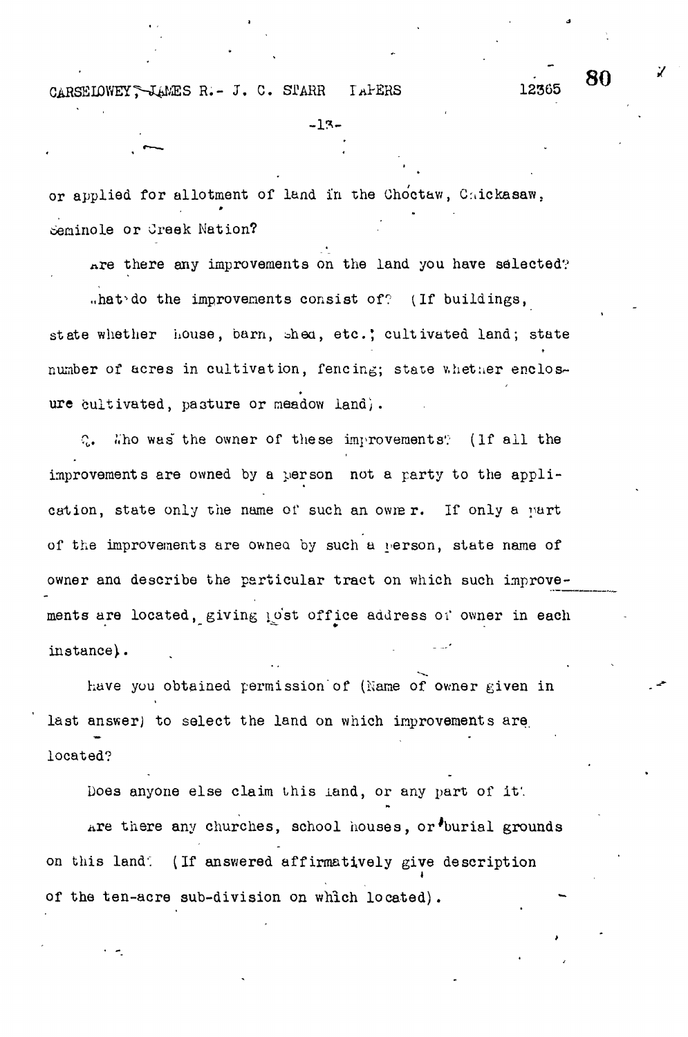or applied for allotment of land in the Choctaw, Chickasaw, Seminole or Creek Nation?

Are there any improvements on the land you have selected?

What do the improvements consist of? (If buildings, state whether house, barn, shed, etc.; cultivated land; state number of acres in cultivation, fencing; state whether enclosure cultivated, pasture or meadow land).

Q. Who was the owner of these improvements? (If all the improvements are owned by a person not a party to the application, state only the name of such an owner. If only a part of the improvements are owned by such a person, state name of owner and describe the particular tract on which such improvements are located, giving post office address of owner in each instance).

Have you obtained permission of (Name of owner given in last answer) to select the land on which improvements are located?

Does anyone else claim this land, or any part of it?

Are there any churches, school houses, or burial grounds on this land? (If answered affirmatively give description of the ten-acre sub-division on which located).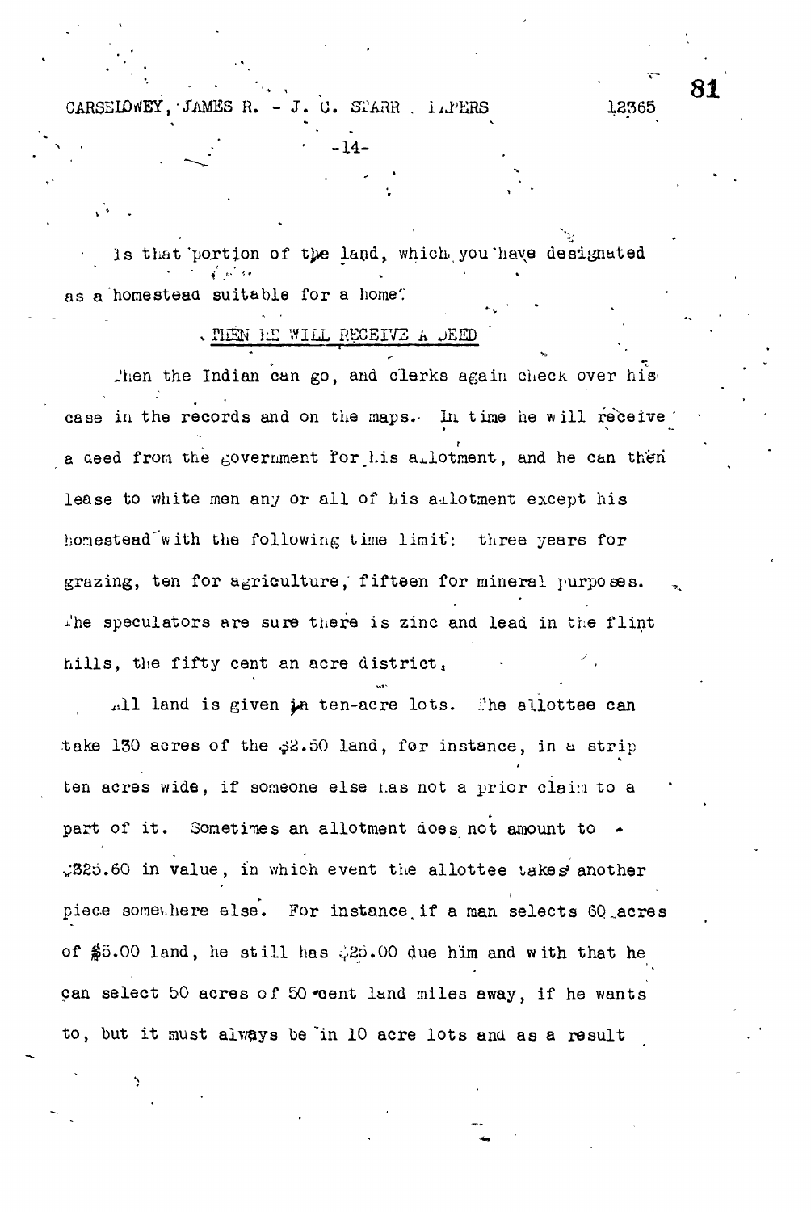Is that portion of the land, which you have designated as a homestead suitable for a home?

THEN HE WILL RECEIVE A DEED

Then the Indian can go, and clerks again check over his case in the records and on the maps. In time he will receive a deed from the government for his allotment, and he can then lease to white men any or all of his allotment except his homestead with the following time limit: three years for grazing, ten for agriculture, fifteen for mineral purposes. The speculators are sure there is zinc and lead in the flint hills, the fifty cent an acre district.

All land is given in ten-acre lots. The allottee can take 130 acres of the $2.50 land, for instance, in a strip ten acres wide, if someone else has not a prior claim to a part of it. Sometimes an allotment does not amount to $325.60 in value, in which event the allottee takes another piece somewhere else. For instance if a man selects 60 acres of $5.00 land, he still has $25.00 due him and with that he can select 50 acres of 50 cent land miles away, if he wants to, but it must always be in 10 acre lots and as a result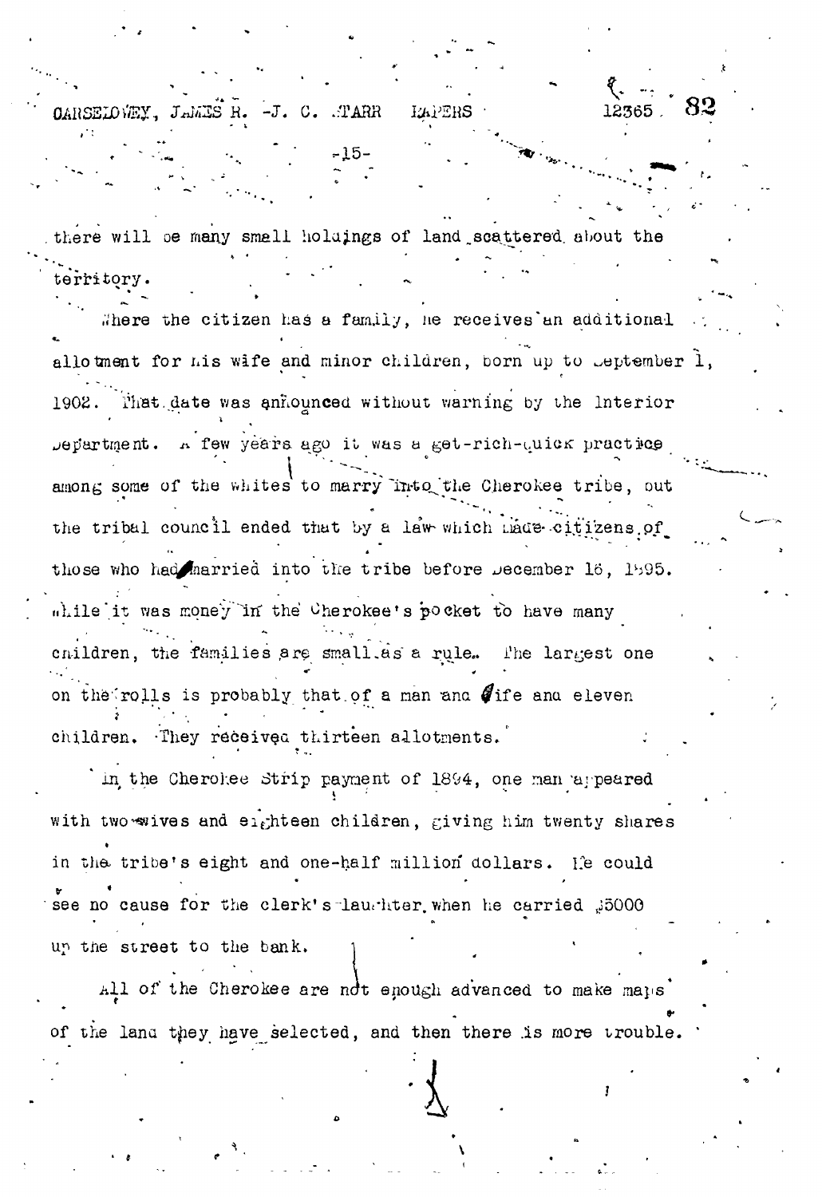there will be many small holdings of land scattered about the territory.

Where the citizen has a family, he receives an additional allotment for his wife and minor children, born up to September 1, 1902. That date was announced without warning by the Interior Department. A few years ago it was a get-rich-quick practice among some of the whites to marry into the Cherokee tribe, but the tribal council ended that by a law which made citizens of those who had married into the tribe before December 16, 1895. While it was money in the Cherokee's pocket to have many children, the families are small as a rule. The largest one on the rolls is probably that of a man and wife and eleven children. They received thirteen allotments.

In the Cherokee Strip payment of 1894, one man appeared with two wives and eighteen children, giving him twenty shares in the tribe's eight and one-half million dollars. He could see no cause for the clerk's laughter when he carried $5000 up the street to the bank.

All of the Cherokee are not enough advanced to make maps of the land they have selected, and then there is more trouble.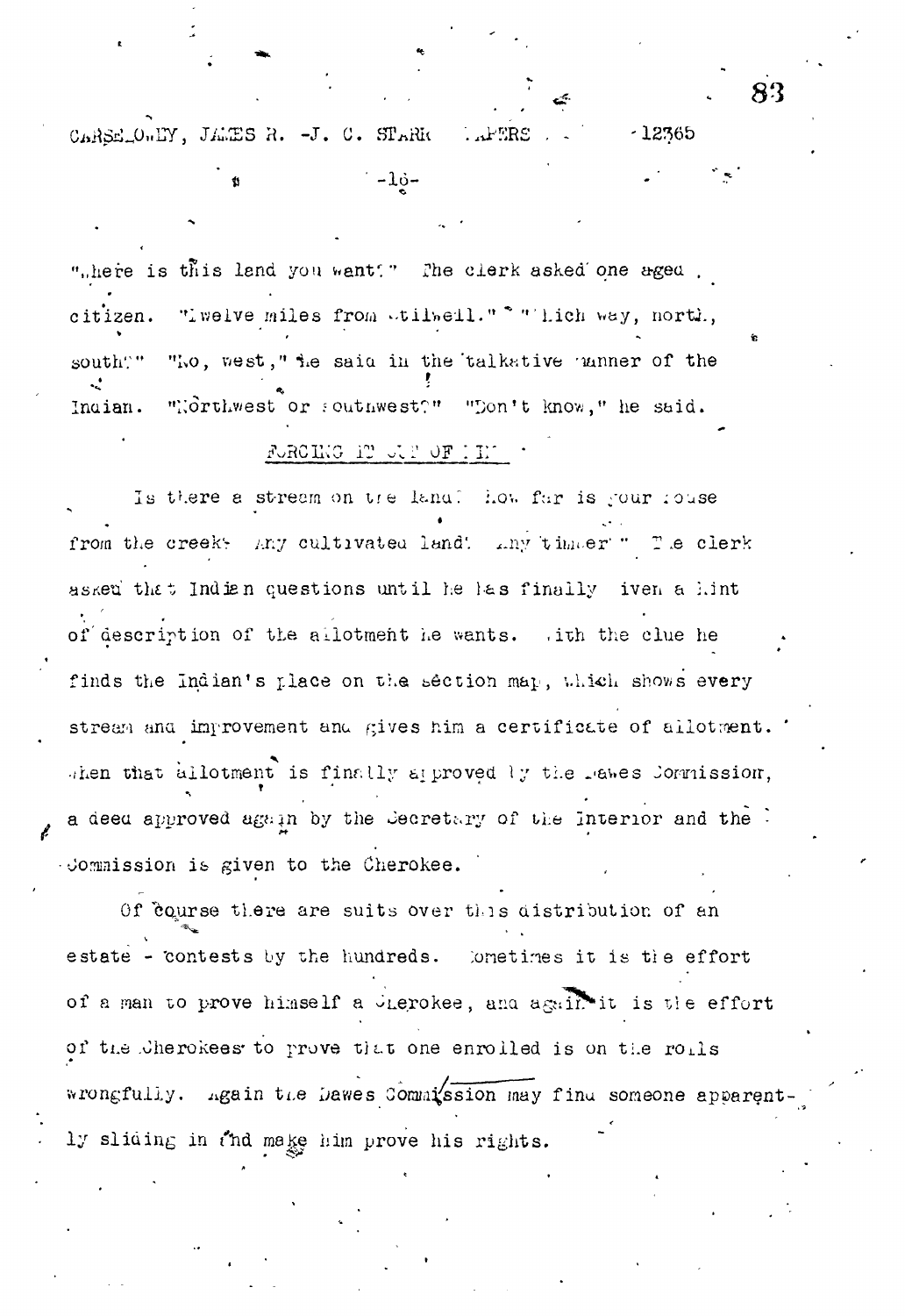"Where is this land you want?" The clerk asked one aged citizen. "Twelve miles from Stilwell." "Which way, north, south?" "No, west," he said in the talkative manner of the Indian. "Northwest or southwest?" "Don't know," he said.

## FORCING IT OUT OF HIM

Is there a stream on the land? How far is your house from the creek? Any cultivated land? Any timber?" The clerk asked that Indian questions until he has finally given a hint of description of the allotment he wants. With the clue he finds the Indian's place on the section map, which shows every stream and improvement and gives him a certificate of allotment. When that allotment is finally approved by the Dawes Commission, a deed approved again by the Secretary of the Interior and the Commission is given to the Cherokee.

Of course there are suits over this distribution of an estate - contests by the hundreds. Sometimes it is the effort of a man to prove himself a Cherokee, and again it is the effort of the Cherokees to prove that one enrolled is on the rolls wrongfully. Again the Dawes Commission may find someone apparently sliding in and make him prove his rights.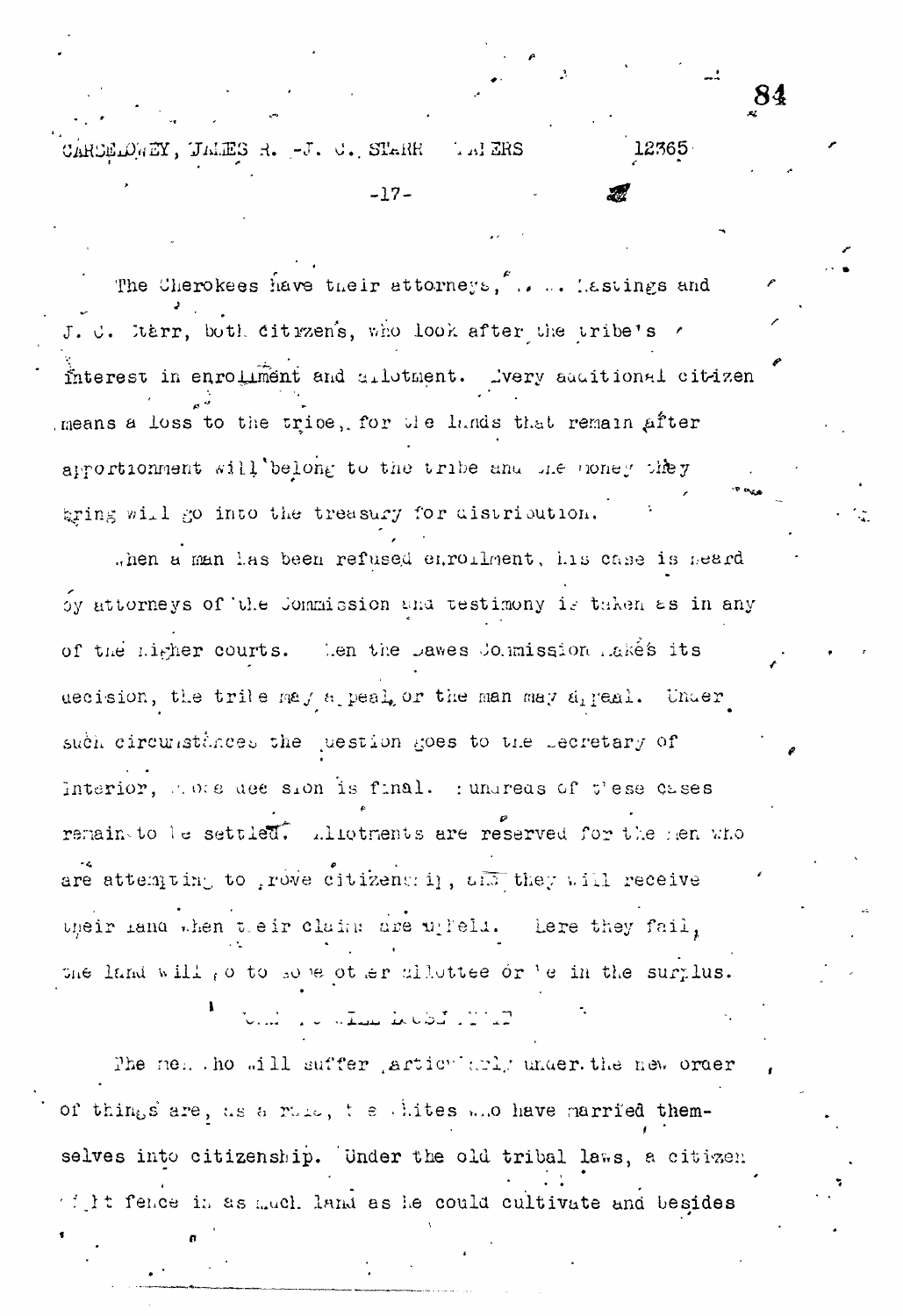The Cherokees have their attorneys, ... ... Hastings and J. C. Starr, both citizens, who look after the tribe's interest in enrollment and allotment. Every additional citizen means a loss to the tribe, for the lands that remain after apportionment will belong to the tribe and the money they bring will go into the treasury for distribution.

When a man has been refused enrollment, his case is heard by attorneys of the Commission and testimony is taken as in any of the higher courts. When the Dawes Commission makes its decision, the tribe may appeal or the man may appeal. Under such circumstances the question goes to the Secretary of Interior, whose decision is final. Hundreds of these cases remain to be settled. Allotments are reserved for the men who are attempting to prove citizenship, and they will receive their land when their claims are upheld. Where they fail, the land will go to some other allottee or be in the surplus.

WHO WILL LOSE MOST

The men who will suffer particularly under the new order of things are, as a rule, the whites who have married themselves into citizenship. Under the old tribal laws, a citizen might fence in as much land as he could cultivate and besides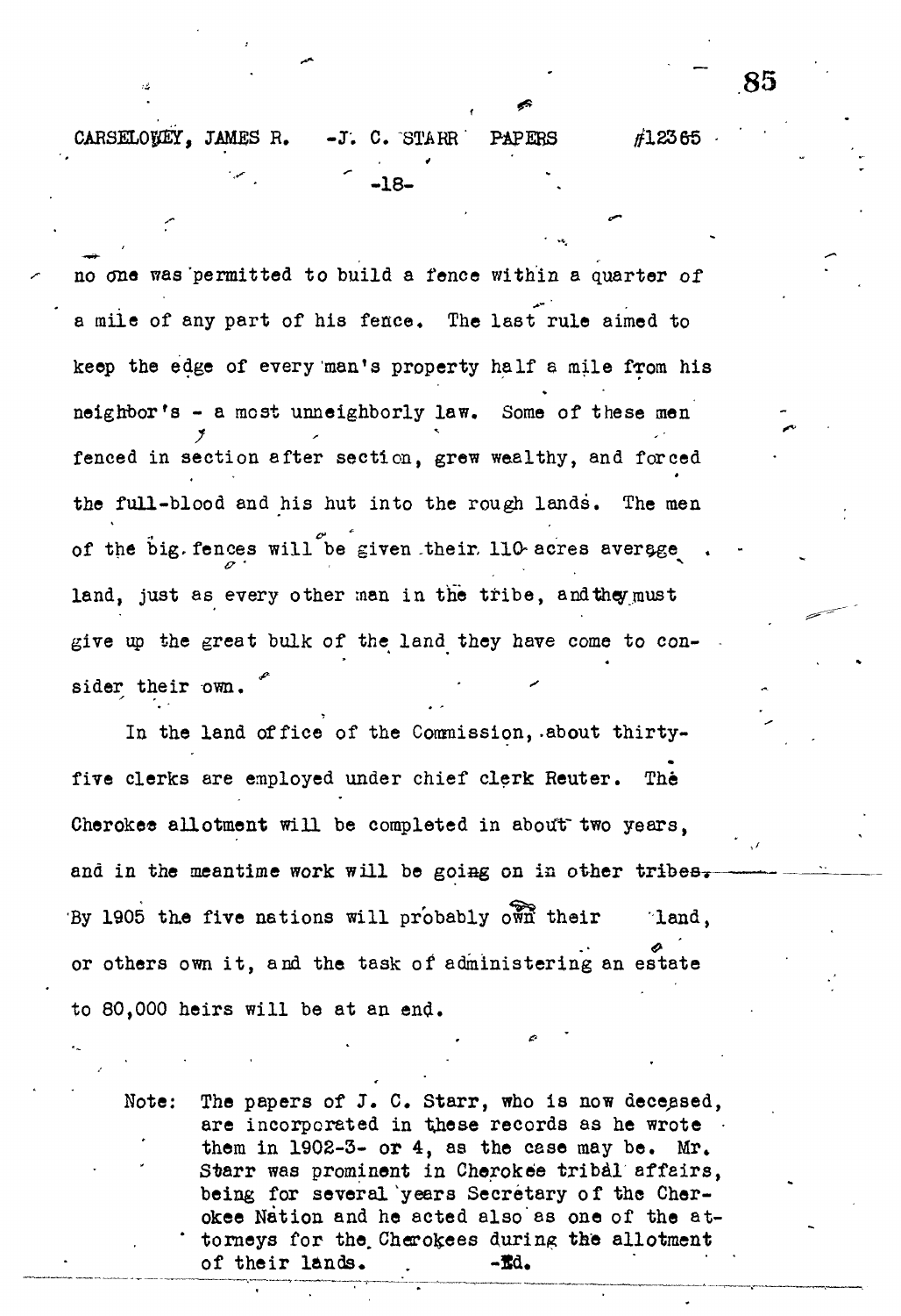no one was permitted to build a fence within a quarter of a mile of any part of his fence. The last rule aimed to keep the edge of every man's property half a mile from his neighbor's - a most unneighborly law. Some of these men fenced in section after section, grew wealthy, and forced the full-blood and his hut into the rough lands. The men of the big fences will be given their 110 acres average land, just as every other man in the tribe, and they must give up the great bulk of the land they have come to consider their own.

In the land office of the Commission, about thirty-five clerks are employed under chief clerk Reuter. The Cherokee allotment will be completed in about two years, and in the meantime work will be going on in other tribes. By 1905 the five nations will probably own their land, or others own it, and the task of administering an estate to 80,000 heirs will be at an end.

Note: The papers of J. C. Starr, who is now deceased, are incorporated in these records as he wrote them in 1902-3- or 4, as the case may be. Mr. Starr was prominent in Cherokee tribal affairs, being for several years Secretary of the Cherokee Nation and he acted also as one of the attorneys for the Cherokees during the allotment of their lands. -Ed.